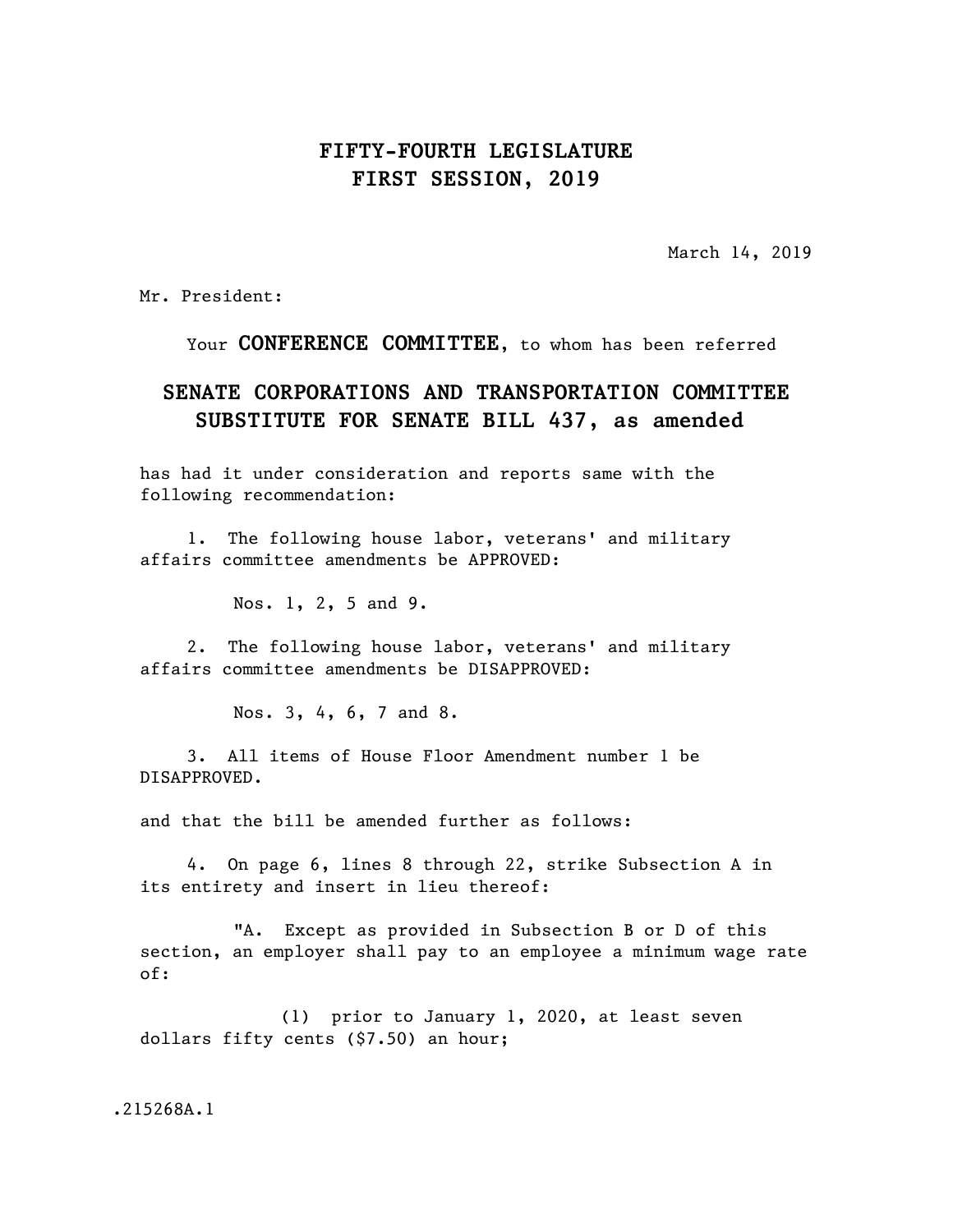# FIFTY-FOURTH LEGISLATURE
# FIRST SESSION, 2019

March 14, 2019

Mr. President:

Your **CONFERENCE COMMITTEE**, to whom has been referred

## SENATE CORPORATIONS AND TRANSPORTATION COMMITTEE SUBSTITUTE FOR SENATE BILL 437, as amended

has had it under consideration and reports same with the following recommendation:

1. The following house labor, veterans' and military affairs committee amendments be APPROVED:

   Nos. 1, 2, 5 and 9.

2. The following house labor, veterans' and military affairs committee amendments be DISAPPROVED:

   Nos. 3, 4, 6, 7 and 8.

3. All items of House Floor Amendment number 1 be DISAPPROVED.

and that the bill be amended further as follows:

4. On page 6, lines 8 through 22, strike Subsection A in its entirety and insert in lieu thereof:

   "A. Except as provided in Subsection B or D of this section, an employer shall pay to an employee a minimum wage rate of:

   (1) prior to January 1, 2020, at least seven dollars fifty cents ($7.50) an hour;

.215268A.1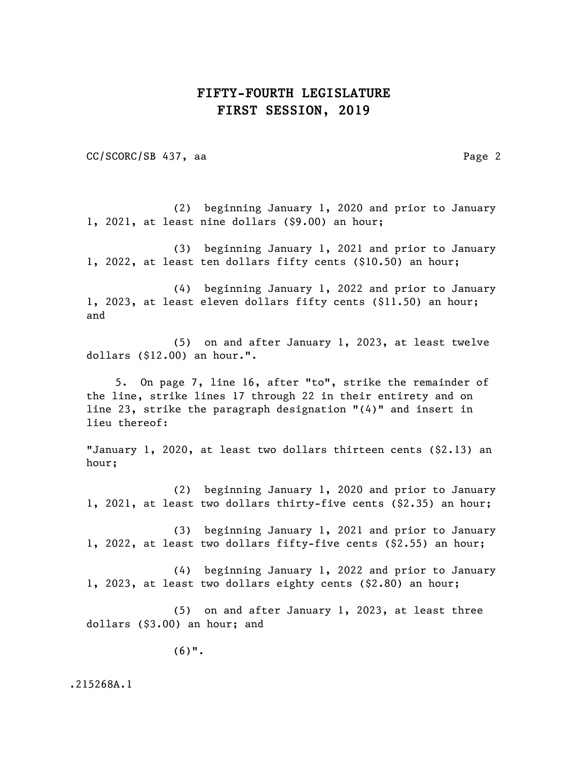(2) beginning January 1, 2020 and prior to January 1, 2021, at least nine dollars ($9.00) an hour;

(3) beginning January 1, 2021 and prior to January 1, 2022, at least ten dollars fifty cents ($10.50) an hour;

(4) beginning January 1, 2022 and prior to January 1, 2023, at least eleven dollars fifty cents ($11.50) an hour; and

(5) on and after January 1, 2023, at least twelve dollars ($12.00) an hour.".

5. On page 7, line 16, after "to", strike the remainder of the line, strike lines 17 through 22 in their entirety and on line 23, strike the paragraph designation "(4)" and insert in lieu thereof:

"January 1, 2020, at least two dollars thirteen cents ($2.13) an hour;

(2) beginning January 1, 2020 and prior to January 1, 2021, at least two dollars thirty-five cents ($2.35) an hour;

(3) beginning January 1, 2021 and prior to January 1, 2022, at least two dollars fifty-five cents ($2.55) an hour;

(4) beginning January 1, 2022 and prior to January 1, 2023, at least two dollars eighty cents ($2.80) an hour;

(5) on and after January 1, 2023, at least three dollars ($3.00) an hour; and

(6)".

.215268A.1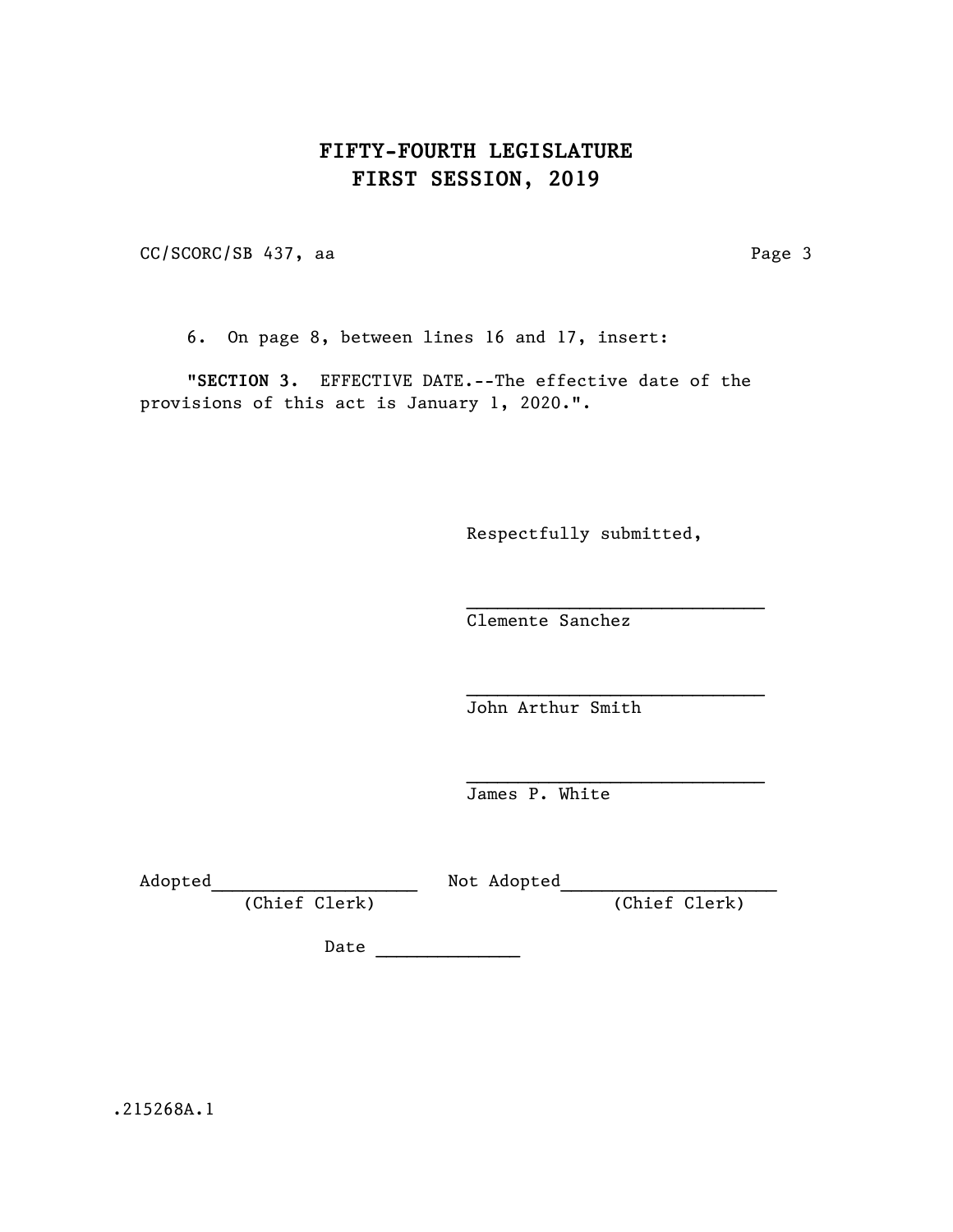6. On page 8, between lines 16 and 17, insert:

"**SECTION 3.** EFFECTIVE DATE.--The effective date of the provisions of this act is January 1, 2020.".

Respectfully submitted,

\_\_\_\_\_\_\_\_\_\_\_\_\_\_\_\_\_\_\_\_\_\_\_\_\_\_\_\_
Clemente Sanchez

\_\_\_\_\_\_\_\_\_\_\_\_\_\_\_\_\_\_\_\_\_\_\_\_\_\_\_\_
John Arthur Smith

\_\_\_\_\_\_\_\_\_\_\_\_\_\_\_\_\_\_\_\_\_\_\_\_\_\_\_\_
James P. White

Adopted\_\_\_\_\_\_\_\_\_\_\_\_\_\_\_\_\_\_\_\_ (Chief Clerk)    Not Adopted\_\_\_\_\_\_\_\_\_\_\_\_\_\_\_\_\_\_\_\_ (Chief Clerk)

Date \_\_\_\_\_\_\_\_\_\_\_\_\_\_

.215268A.1